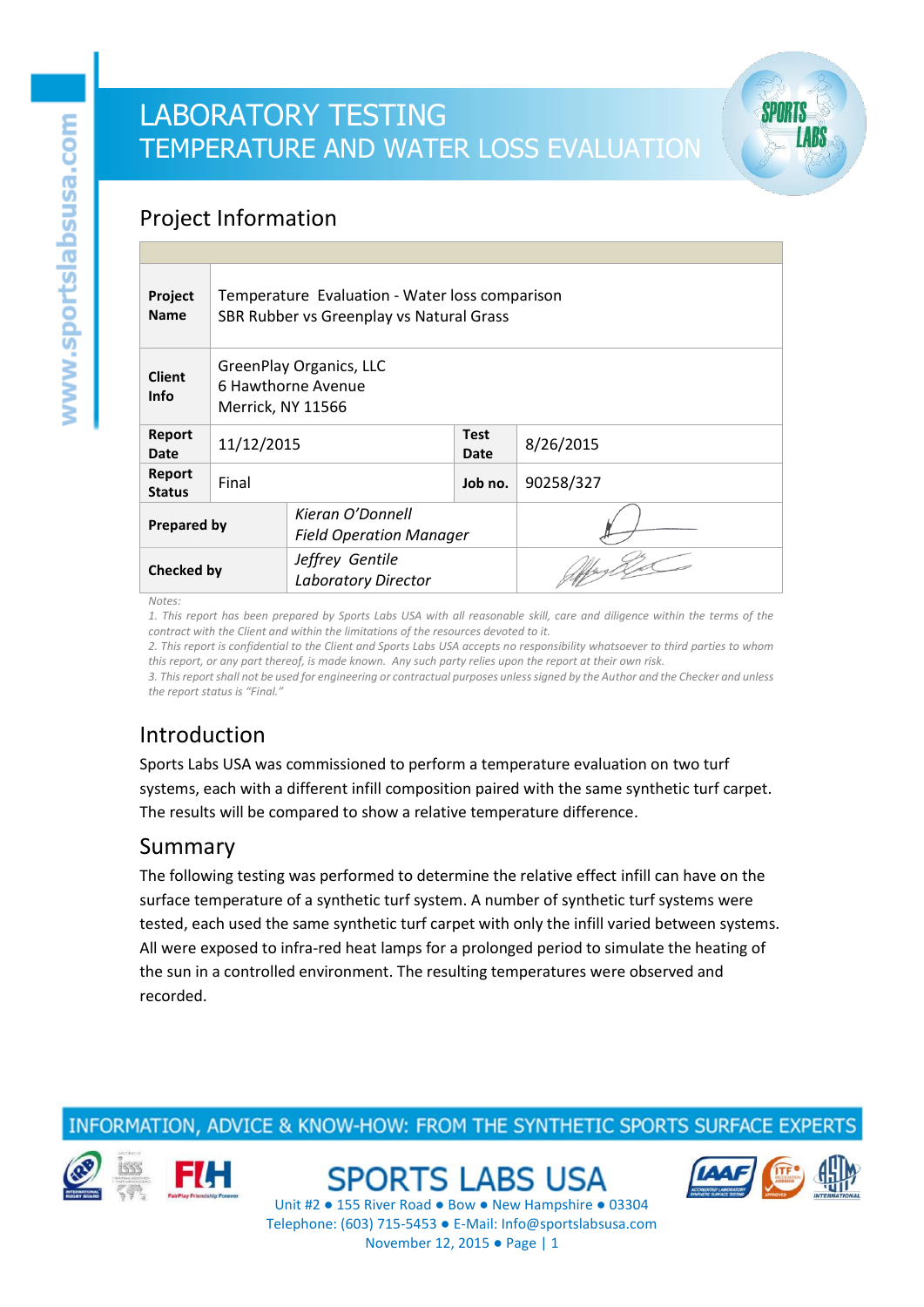# LABORATORY TESTING
# TEMPERATURE AND WATER LOSS EVALUATION

## Project Information

| | | | |
|---|---|---|---|
| **Project Name** | Temperature Evaluation - Water loss comparison<br>SBR Rubber vs Greenplay vs Natural Grass | | |
| **Client Info** | GreenPlay Organics, LLC<br>6 Hawthorne Avenue<br>Merrick, NY 11566 | | |
| **Report Date** | 11/12/2015 | **Test Date** | 8/26/2015 |
| **Report Status** | Final | **Job no.** | 90258/327 |
| **Prepared by** | *Kieran O'Donnell*<br>*Field Operation Manager* | | |
| **Checked by** | *Jeffrey Gentile*<br>*Laboratory Director* | | |

*Notes:*

*1. This report has been prepared by Sports Labs USA with all reasonable skill, care and diligence within the terms of the contract with the Client and within the limitations of the resources devoted to it.*

*2. This report is confidential to the Client and Sports Labs USA accepts no responsibility whatsoever to third parties to whom this report, or any part thereof, is made known. Any such party relies upon the report at their own risk.*

*3. This report shall not be used for engineering or contractual purposes unless signed by the Author and the Checker and unless the report status is "Final."*

## Introduction

Sports Labs USA was commissioned to perform a temperature evaluation on two turf systems, each with a different infill composition paired with the same synthetic turf carpet. The results will be compared to show a relative temperature difference.

## Summary

The following testing was performed to determine the relative effect infill can have on the surface temperature of a synthetic turf system. A number of synthetic turf systems were tested, each used the same synthetic turf carpet with only the infill varied between systems. All were exposed to infra-red heat lamps for a prolonged period to simulate the heating of the sun in a controlled environment. The resulting temperatures were observed and recorded.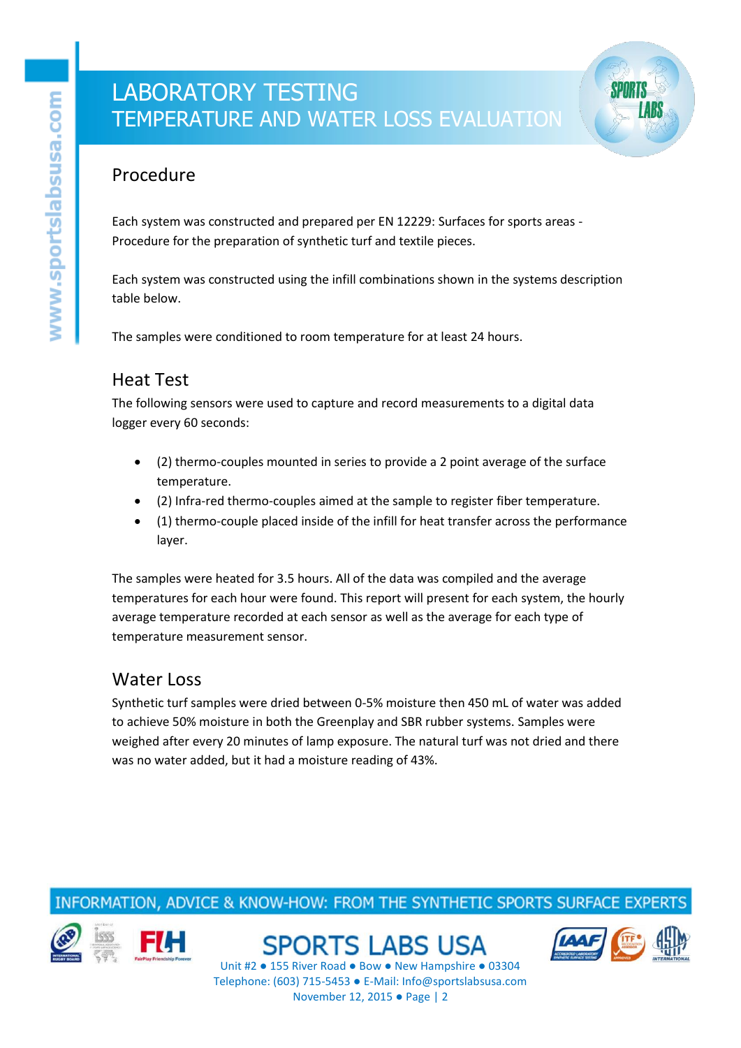# LABORATORY TESTING
## TEMPERATURE AND WATER LOSS EVALUATION

## Procedure

Each system was constructed and prepared per EN 12229: Surfaces for sports areas - Procedure for the preparation of synthetic turf and textile pieces.

Each system was constructed using the infill combinations shown in the systems description table below.

The samples were conditioned to room temperature for at least 24 hours.

## Heat Test

The following sensors were used to capture and record measurements to a digital data logger every 60 seconds:

- (2) thermo-couples mounted in series to provide a 2 point average of the surface temperature.
- (2) Infra-red thermo-couples aimed at the sample to register fiber temperature.
- (1) thermo-couple placed inside of the infill for heat transfer across the performance layer.

The samples were heated for 3.5 hours. All of the data was compiled and the average temperatures for each hour were found. This report will present for each system, the hourly average temperature recorded at each sensor as well as the average for each type of temperature measurement sensor.

## Water Loss

Synthetic turf samples were dried between 0-5% moisture then 450 mL of water was added to achieve 50% moisture in both the Greenplay and SBR rubber systems. Samples were weighed after every 20 minutes of lamp exposure. The natural turf was not dried and there was no water added, but it had a moisture reading of 43%.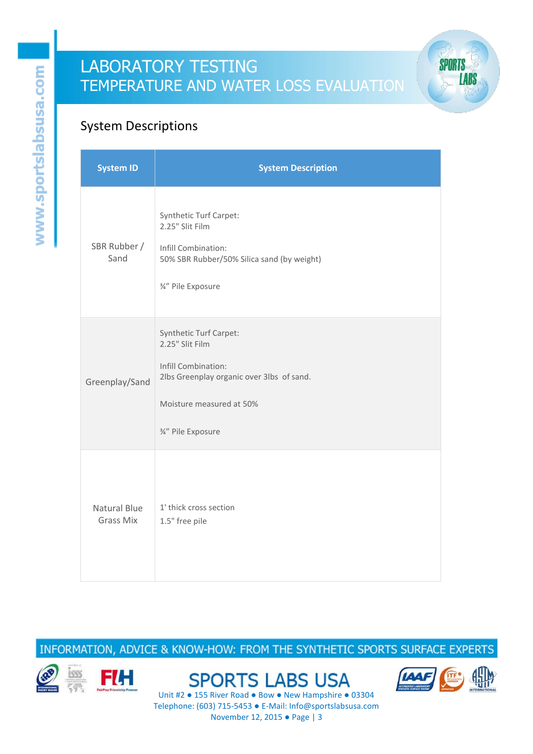# LABORATORY TESTING
## TEMPERATURE AND WATER LOSS EVALUATION

### System Descriptions

| System ID | System Description |
|---|---|
| SBR Rubber / Sand | Synthetic Turf Carpet:<br>2.25" Slit Film<br><br>Infill Combination:<br>50% SBR Rubber/50% Silica sand (by weight)<br><br>¾" Pile Exposure |
| Greenplay/Sand | Synthetic Turf Carpet:<br>2.25" Slit Film<br><br>Infill Combination:<br>2lbs Greenplay organic over 3lbs of sand.<br><br>Moisture measured at 50%<br><br>¾" Pile Exposure |
| Natural Blue Grass Mix | 1' thick cross section<br>1.5" free pile |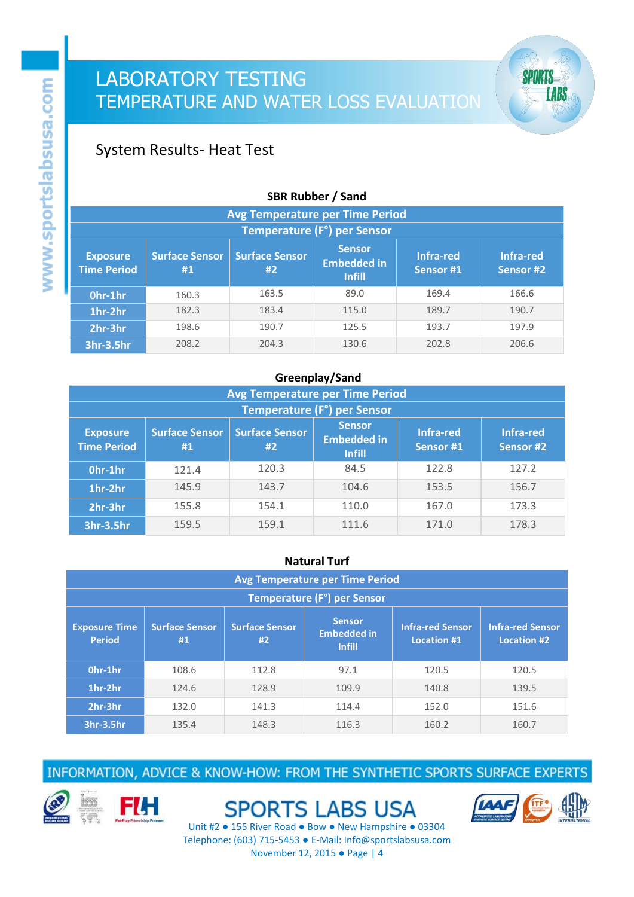# LABORATORY TESTING
## TEMPERATURE AND WATER LOSS EVALUATION

### System Results- Heat Test

**SBR Rubber / Sand**

| Avg Temperature per Time Period | | | | | |
|---|---|---|---|---|---|
| Temperature (F°) per Sensor | | | | | |
| Exposure Time Period | Surface Sensor #1 | Surface Sensor #2 | Sensor Embedded in Infill | Infra-red Sensor #1 | Infra-red Sensor #2 |
| 0hr-1hr | 160.3 | 163.5 | 89.0 | 169.4 | 166.6 |
| 1hr-2hr | 182.3 | 183.4 | 115.0 | 189.7 | 190.7 |
| 2hr-3hr | 198.6 | 190.7 | 125.5 | 193.7 | 197.9 |
| 3hr-3.5hr | 208.2 | 204.3 | 130.6 | 202.8 | 206.6 |

**Greenplay/Sand**

| Avg Temperature per Time Period | | | | | |
|---|---|---|---|---|---|
| Temperature (F°) per Sensor | | | | | |
| Exposure Time Period | Surface Sensor #1 | Surface Sensor #2 | Sensor Embedded in Infill | Infra-red Sensor #1 | Infra-red Sensor #2 |
| 0hr-1hr | 121.4 | 120.3 | 84.5 | 122.8 | 127.2 |
| 1hr-2hr | 145.9 | 143.7 | 104.6 | 153.5 | 156.7 |
| 2hr-3hr | 155.8 | 154.1 | 110.0 | 167.0 | 173.3 |
| 3hr-3.5hr | 159.5 | 159.1 | 111.6 | 171.0 | 178.3 |

**Natural Turf**

| Avg Temperature per Time Period | | | | | |
|---|---|---|---|---|---|
| Temperature (F°) per Sensor | | | | | |
| Exposure Time Period | Surface Sensor #1 | Surface Sensor #2 | Sensor Embedded in Infill | Infra-red Sensor Location #1 | Infra-red Sensor Location #2 |
| 0hr-1hr | 108.6 | 112.8 | 97.1 | 120.5 | 120.5 |
| 1hr-2hr | 124.6 | 128.9 | 109.9 | 140.8 | 139.5 |
| 2hr-3hr | 132.0 | 141.3 | 114.4 | 152.0 | 151.6 |
| 3hr-3.5hr | 135.4 | 148.3 | 116.3 | 160.2 | 160.7 |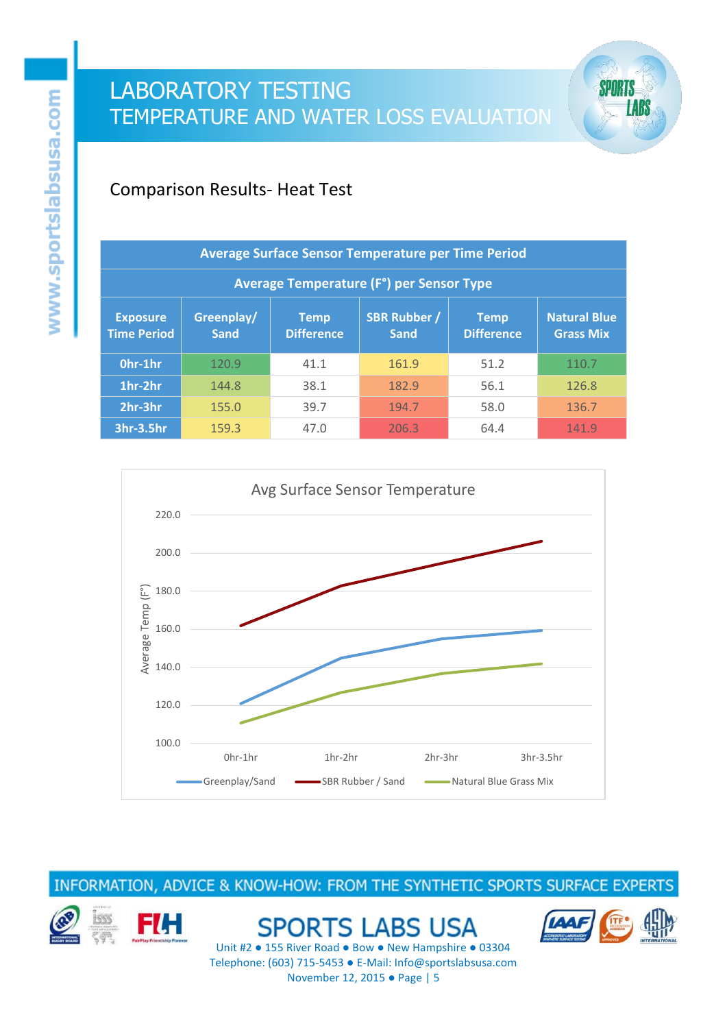# LABORATORY TESTING
## TEMPERATURE AND WATER LOSS EVALUATION

### Comparison Results- Heat Test

| Average Surface Sensor Temperature per Time Period | | | | | |
|---|---|---|---|---|---|
| **Average Temperature (F°) per Sensor Type** | | | | | |
| **Exposure Time Period** | **Greenplay/ Sand** | **Temp Difference** | **SBR Rubber / Sand** | **Temp Difference** | **Natural Blue Grass Mix** |
| **0hr-1hr** | 120.9 | 41.1 | 161.9 | 51.2 | 110.7 |
| **1hr-2hr** | 144.8 | 38.1 | 182.9 | 56.1 | 126.8 |
| **2hr-3hr** | 155.0 | 39.7 | 194.7 | 58.0 | 136.7 |
| **3hr-3.5hr** | 159.3 | 47.0 | 206.3 | 64.4 | 141.9 |

Avg Surface Sensor Temperature

Average Temp (F°)

220.0, 200.0, 180.0, 160.0, 140.0, 120.0, 100.0

0hr-1hr, 1hr-2hr, 2hr-3hr, 3hr-3.5hr

Greenplay/Sand, SBR Rubber / Sand, Natural Blue Grass Mix

INFORMATION, ADVICE & KNOW-HOW: FROM THE SYNTHETIC SPORTS SURFACE EXPERTS

SPORTS LABS USA
Unit #2 ● 155 River Road ● Bow ● New Hampshire ● 03304
Telephone: (603) 715-5453 ● E-Mail: Info@sportslabsusa.com
November 12, 2015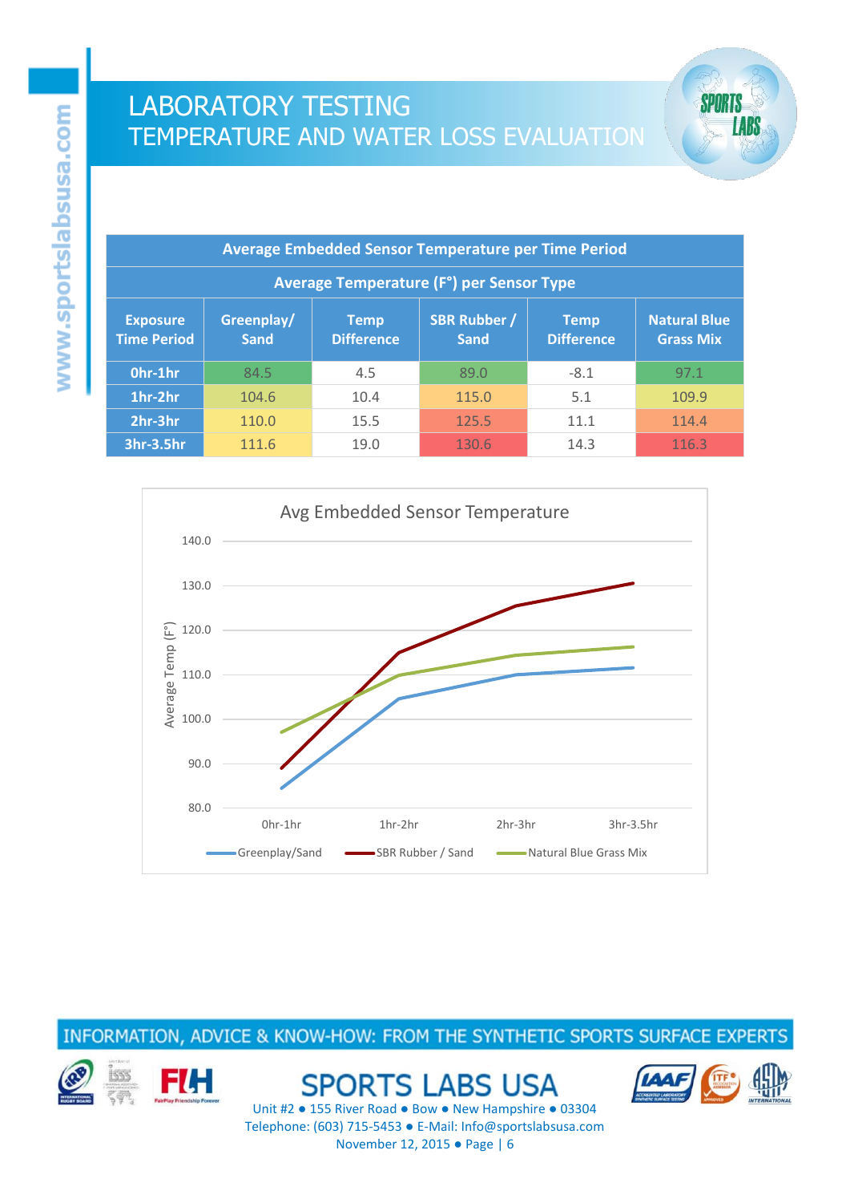# LABORATORY TESTING
## TEMPERATURE AND WATER LOSS EVALUATION

| Average Embedded Sensor Temperature per Time Period | | | | | |
|---|---|---|---|---|---|
| Average Temperature (F°) per Sensor Type | | | | | |
| Exposure Time Period | Greenplay/ Sand | Temp Difference | SBR Rubber / Sand | Temp Difference | Natural Blue Grass Mix |
| 0hr-1hr | 84.5 | 4.5 | 89.0 | -8.1 | 97.1 |
| 1hr-2hr | 104.6 | 10.4 | 115.0 | 5.1 | 109.9 |
| 2hr-3hr | 110.0 | 15.5 | 125.5 | 11.1 | 114.4 |
| 3hr-3.5hr | 111.6 | 19.0 | 130.6 | 14.3 | 116.3 |

Avg Embedded Sensor Temperature

Average Temp (F°)

Greenplay/Sand — SBR Rubber / Sand — Natural Blue Grass Mix

INFORMATION, ADVICE & KNOW-HOW: FROM THE SYNTHETIC SPORTS SURFACE EXPERTS

SPORTS LABS USA
Unit #2 ● 155 River Road ● Bow ● New Hampshire ● 03304
Telephone: (603) 715-5453 ● E-Mail: Info@sportslabsusa.com
November 12, 2015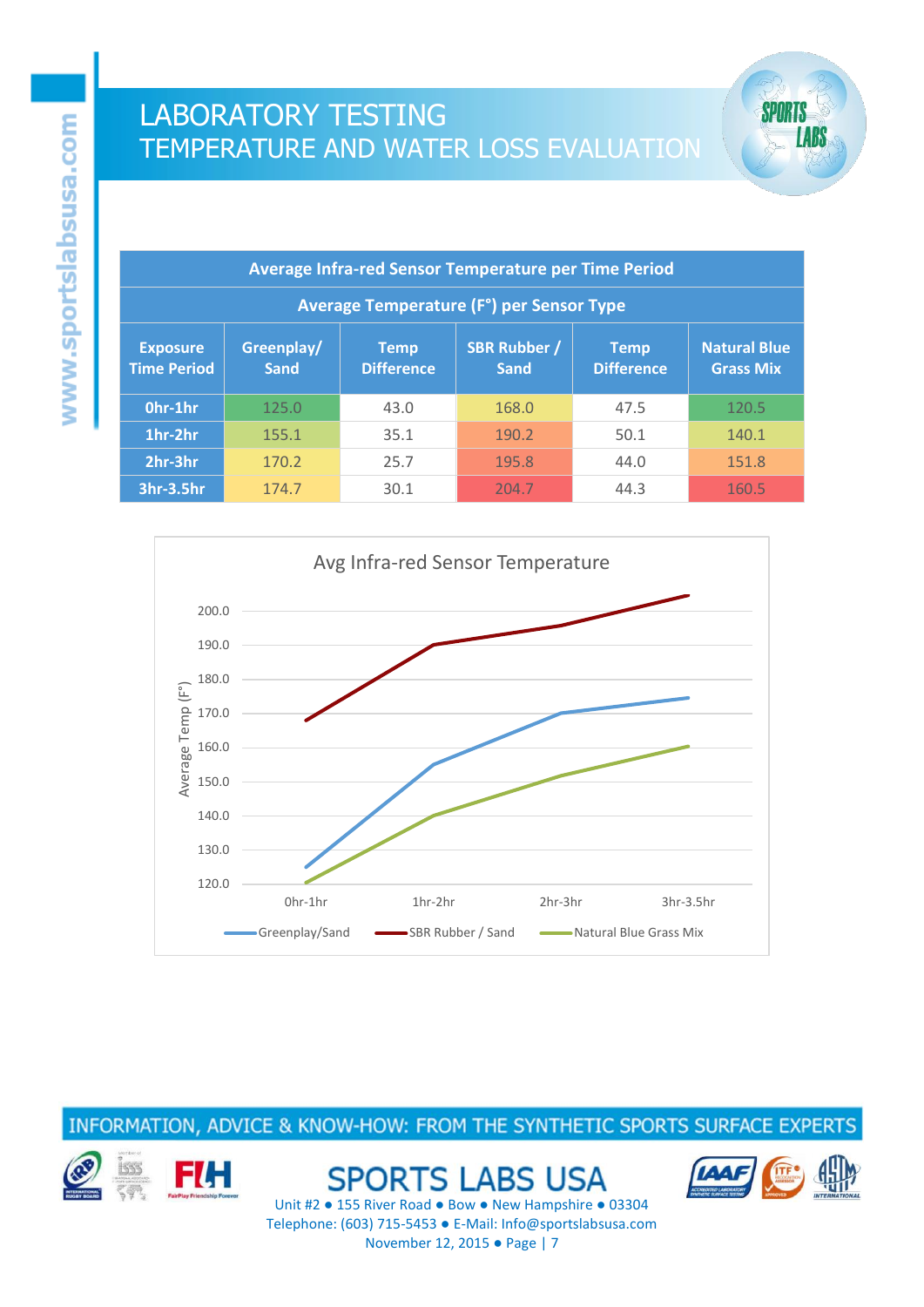# LABORATORY TESTING
## TEMPERATURE AND WATER LOSS EVALUATION

| Average Infra-red Sensor Temperature per Time Period | | | | | |
|---|---|---|---|---|---|
| **Average Temperature (F°) per Sensor Type** | | | | | |
| **Exposure Time Period** | **Greenplay/ Sand** | **Temp Difference** | **SBR Rubber / Sand** | **Temp Difference** | **Natural Blue Grass Mix** |
| **0hr-1hr** | 125.0 | 43.0 | 168.0 | 47.5 | 120.5 |
| **1hr-2hr** | 155.1 | 35.1 | 190.2 | 50.1 | 140.1 |
| **2hr-3hr** | 170.2 | 25.7 | 195.8 | 44.0 | 151.8 |
| **3hr-3.5hr** | 174.7 | 30.1 | 204.7 | 44.3 | 160.5 |

Avg Infra-red Sensor Temperature

Average Temp (F°)

200.0
190.0
180.0
170.0
160.0
150.0
140.0
130.0
120.0

0hr-1hr 1hr-2hr 2hr-3hr 3hr-3.5hr

Greenplay/Sand SBR Rubber / Sand Natural Blue Grass Mix

INFORMATION, ADVICE & KNOW-HOW: FROM THE SYNTHETIC SPORTS SURFACE EXPERTS

SPORTS LABS USA

Unit #2 ● 155 River Road ● Bow ● New Hampshire ● 03304

Telephone: (603) 715-5453 ● E-Mail: Info@sportslabsusa.com

November 12, 2015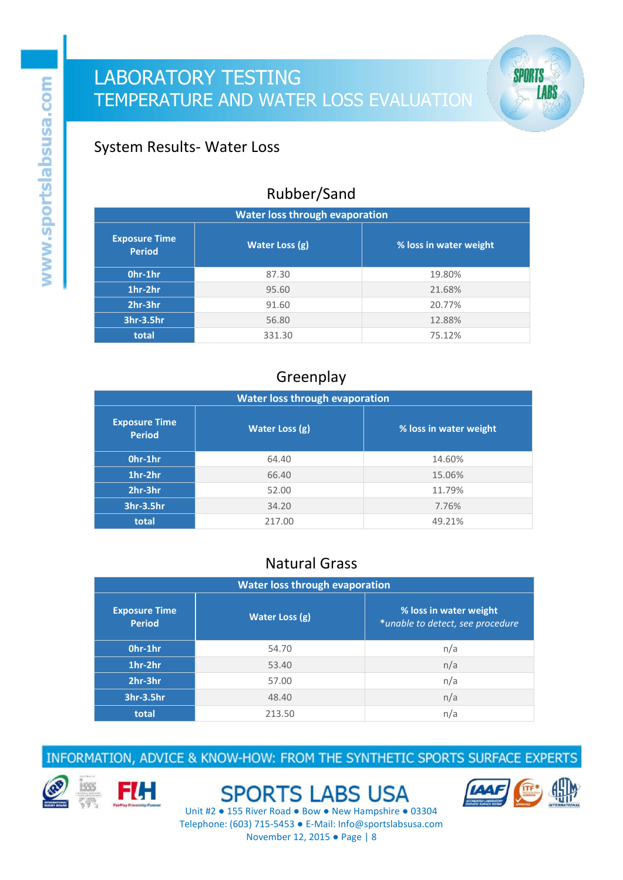# LABORATORY TESTING
## TEMPERATURE AND WATER LOSS EVALUATION

### System Results- Water Loss

#### Rubber/Sand

| Water loss through evaporation | | |
|---|---|---|
| **Exposure Time Period** | **Water Loss (g)** | **% loss in water weight** |
| **0hr-1hr** | 87.30 | 19.80% |
| **1hr-2hr** | 95.60 | 21.68% |
| **2hr-3hr** | 91.60 | 20.77% |
| **3hr-3.5hr** | 56.80 | 12.88% |
| **total** | 331.30 | 75.12% |

#### Greenplay

| Water loss through evaporation | | |
|---|---|---|
| **Exposure Time Period** | **Water Loss (g)** | **% loss in water weight** |
| **0hr-1hr** | 64.40 | 14.60% |
| **1hr-2hr** | 66.40 | 15.06% |
| **2hr-3hr** | 52.00 | 11.79% |
| **3hr-3.5hr** | 34.20 | 7.76% |
| **total** | 217.00 | 49.21% |

#### Natural Grass

| Water loss through evaporation | | |
|---|---|---|
| **Exposure Time Period** | **Water Loss (g)** | **% loss in water weight** *\*unable to detect, see procedure* |
| **0hr-1hr** | 54.70 | n/a |
| **1hr-2hr** | 53.40 | n/a |
| **2hr-3hr** | 57.00 | n/a |
| **3hr-3.5hr** | 48.40 | n/a |
| **total** | 213.50 | n/a |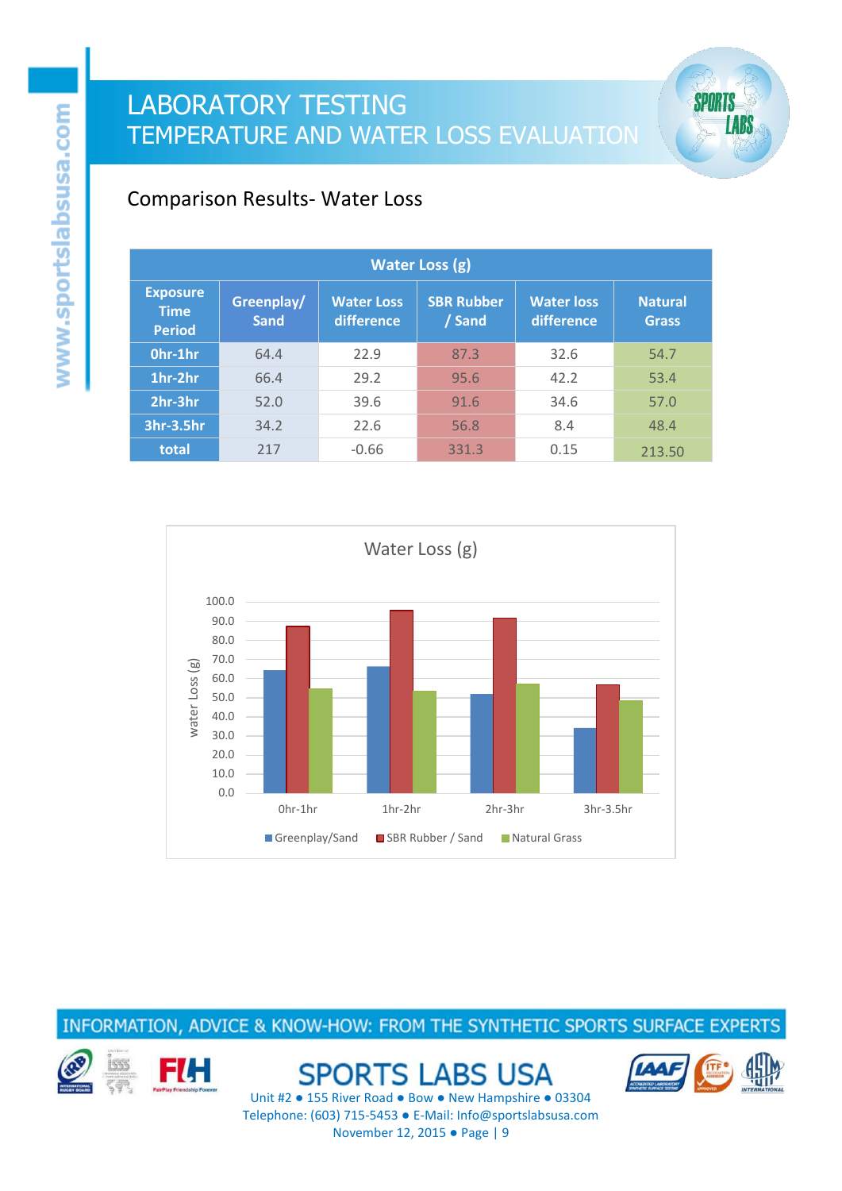# LABORATORY TESTING
## TEMPERATURE AND WATER LOSS EVALUATION

### Comparison Results- Water Loss

| Water Loss (g) | | | | | |
|---|---|---|---|---|---|
| Exposure Time Period | Greenplay/ Sand | Water Loss difference | SBR Rubber / Sand | Water loss difference | Natural Grass |
| 0hr-1hr | 64.4 | 22.9 | 87.3 | 32.6 | 54.7 |
| 1hr-2hr | 66.4 | 29.2 | 95.6 | 42.2 | 53.4 |
| 2hr-3hr | 52.0 | 39.6 | 91.6 | 34.6 | 57.0 |
| 3hr-3.5hr | 34.2 | 22.6 | 56.8 | 8.4 | 48.4 |
| total | 217 | -0.66 | 331.3 | 0.15 | 213.50 |

Water Loss (g)

| | Greenplay/Sand | SBR Rubber / Sand | Natural Grass |
|---|---|---|---|
| 0hr-1hr | 64.4 | 87.3 | 54.7 |
| 1hr-2hr | 66.4 | 95.6 | 53.4 |
| 2hr-3hr | 52.0 | 91.6 | 57.0 |
| 3hr-3.5hr | 34.2 | 56.8 | 48.4 |

INFORMATION, ADVICE & KNOW-HOW: FROM THE SYNTHETIC SPORTS SURFACE EXPERTS

SPORTS LABS USA
Unit #2 ● 155 River Road ● Bow ● New Hampshire ● 03304
Telephone: (603) 715-5453 ● E-Mail: Info@sportslabsusa.com
November 12, 2015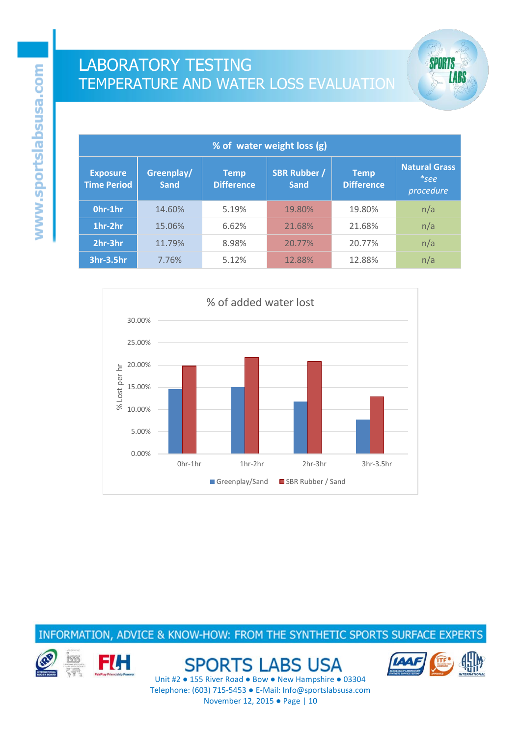# LABORATORY TESTING
## TEMPERATURE AND WATER LOSS EVALUATION

| % of water weight loss (g) | | | | | |
|---|---|---|---|---|---|
| **Exposure Time Period** | **Greenplay/ Sand** | **Temp Difference** | **SBR Rubber / Sand** | **Temp Difference** | **Natural Grass** *\*see procedure* |
| **0hr-1hr** | 14.60% | 5.19% | 19.80% | 19.80% | n/a |
| **1hr-2hr** | 15.06% | 6.62% | 21.68% | 21.68% | n/a |
| **2hr-3hr** | 11.79% | 8.98% | 20.77% | 20.77% | n/a |
| **3hr-3.5hr** | 7.76% | 5.12% | 12.88% | 12.88% | n/a |

% of added water lost

| Exposure Time Period | Greenplay/Sand (% Lost per hr) | SBR Rubber / Sand (% Lost per hr) |
|---|---|---|
| 0hr-1hr | 14.60% | 19.80% |
| 1hr-2hr | 15.06% | 21.68% |
| 2hr-3hr | 11.79% | 20.77% |
| 3hr-3.5hr | 7.76% | 12.88% |

INFORMATION, ADVICE & KNOW-HOW: FROM THE SYNTHETIC SPORTS SURFACE EXPERTS

SPORTS LABS USA
Unit #2 ● 155 River Road ● Bow ● New Hampshire ● 03304
Telephone: (603) 715-5453 ● E-Mail: Info@sportslabsusa.com
November 12, 2015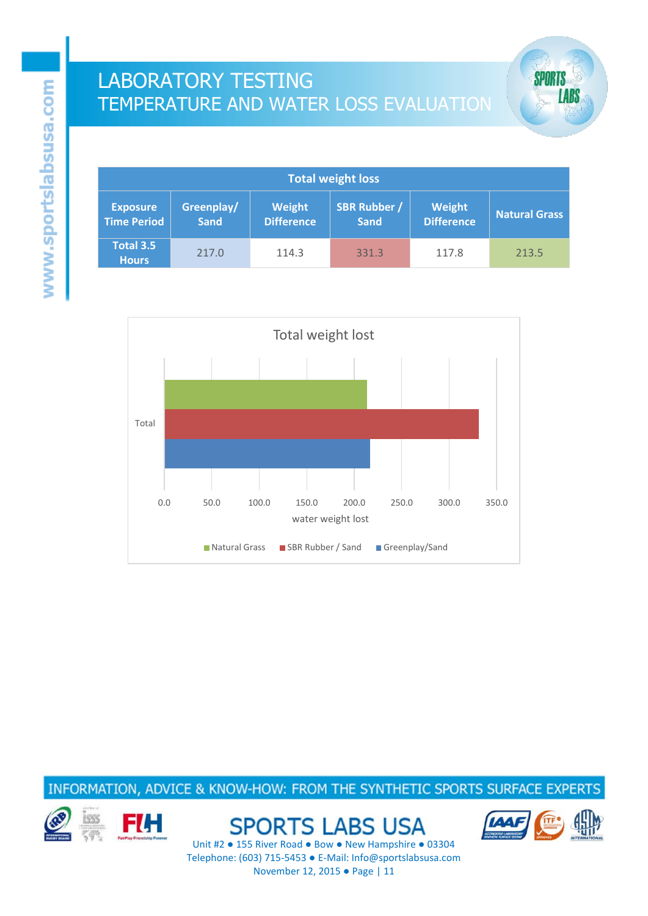# LABORATORY TESTING
## TEMPERATURE AND WATER LOSS EVALUATION

| Total weight loss | | | | | |
|---|---|---|---|---|---|
| **Exposure Time Period** | **Greenplay/ Sand** | **Weight Difference** | **SBR Rubber / Sand** | **Weight Difference** | **Natural Grass** |
| **Total 3.5 Hours** | 217.0 | 114.3 | 331.3 | 117.8 | 213.5 |

Total weight lost

| | Natural Grass | SBR Rubber / Sand | Greenplay/Sand |
|---|---|---|---|
| Total | 213.5 | 331.3 | 217.0 |

water weight lost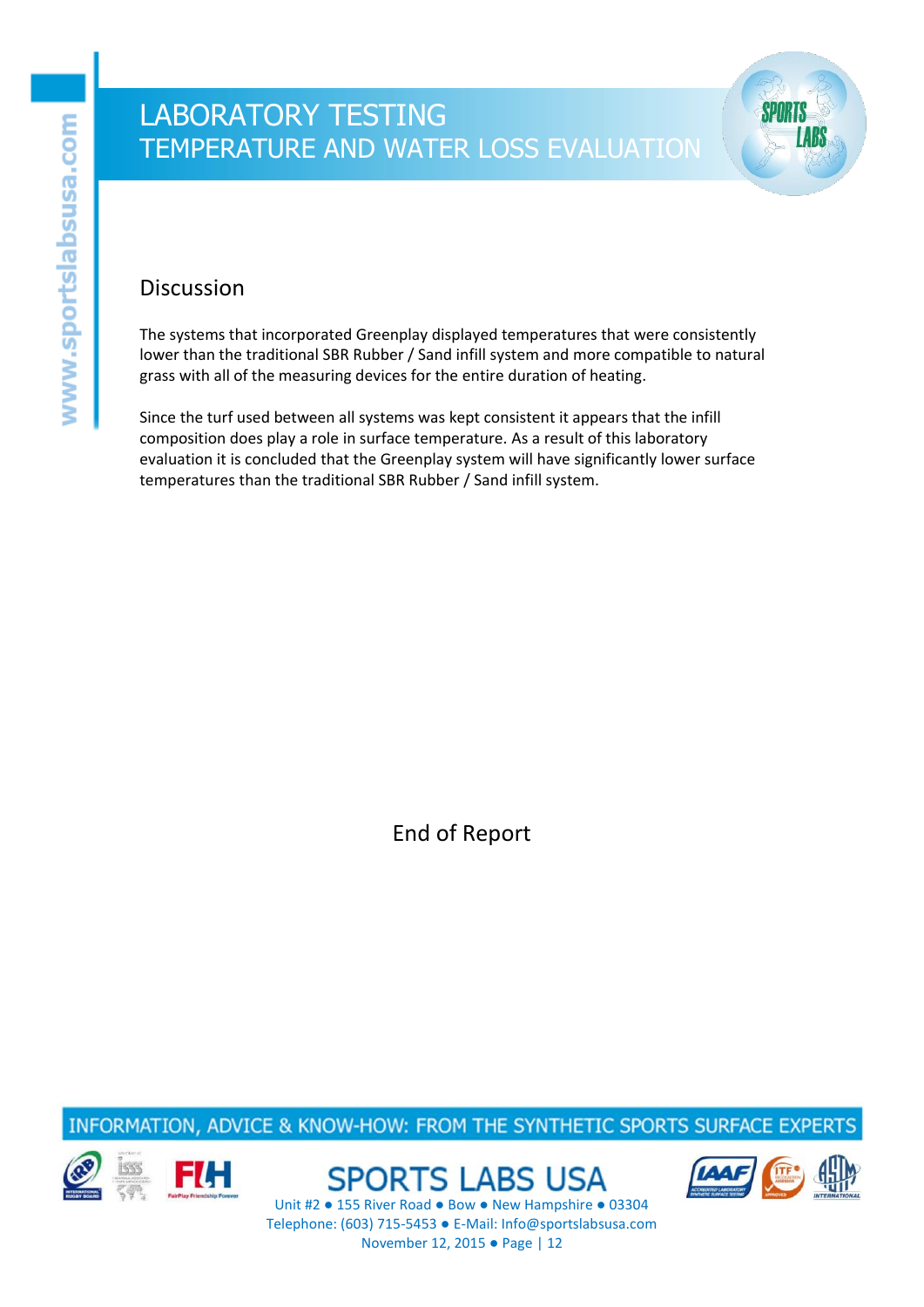## Discussion

The systems that incorporated Greenplay displayed temperatures that were consistently lower than the traditional SBR Rubber / Sand infill system and more compatible to natural grass with all of the measuring devices for the entire duration of heating.

Since the turf used between all systems was kept consistent it appears that the infill composition does play a role in surface temperature. As a result of this laboratory evaluation it is concluded that the Greenplay system will have significantly lower surface temperatures than the traditional SBR Rubber / Sand infill system.

End of Report